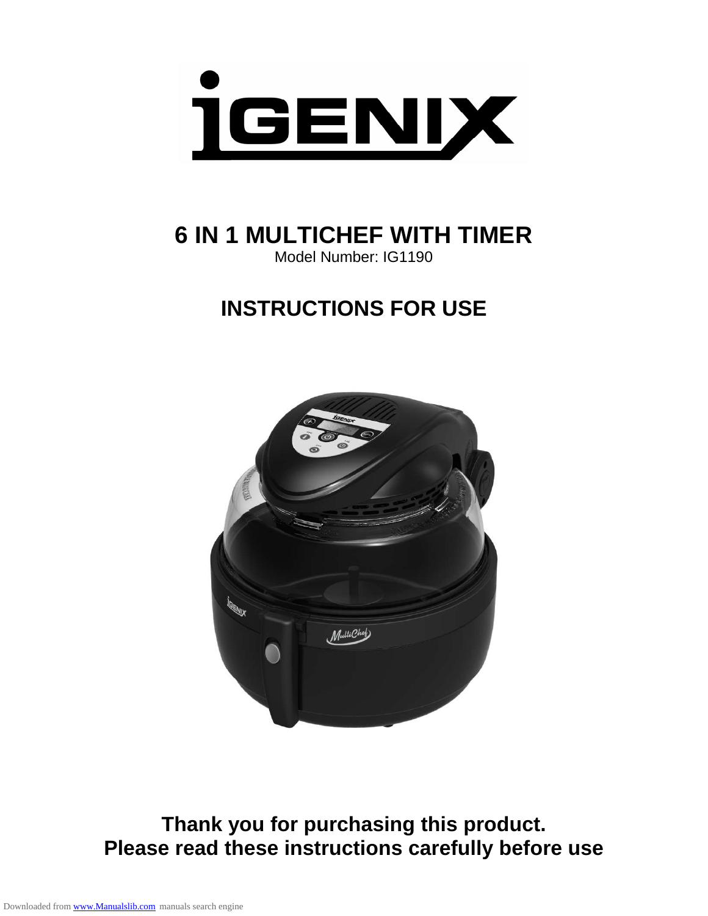# iGENIX

## 6 IN 1 MULTICHEF WITH TIMER

Model Number: IG1190

## INSTRUCTIONS FOR USE

**Thank you for purchasing this product.**
**Please read these instructions carefully before use**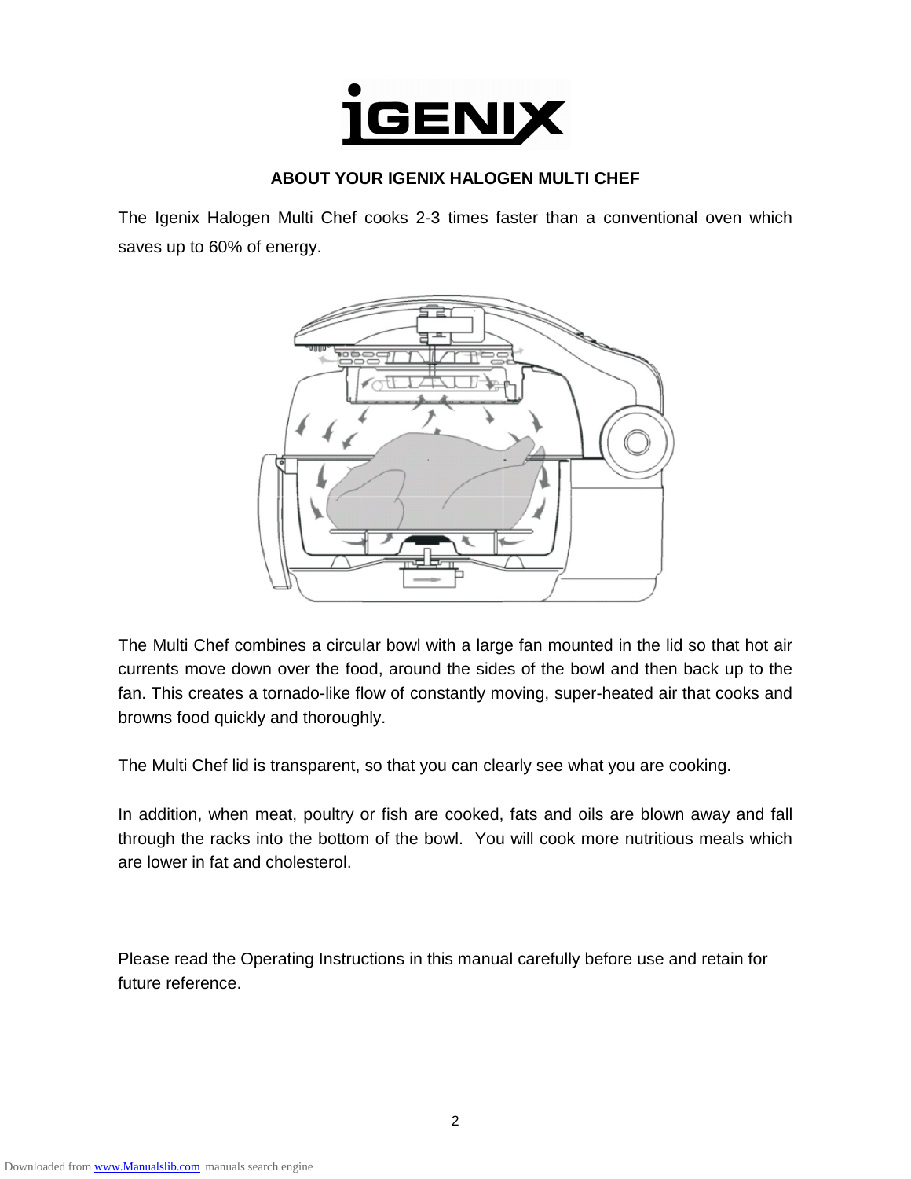## ABOUT YOUR IGENIX HALOGEN MULTI CHEF

The Igenix Halogen Multi Chef cooks 2-3 times faster than a conventional oven which saves up to 60% of energy.

The Multi Chef combines a circular bowl with a large fan mounted in the lid so that hot air currents move down over the food, around the sides of the bowl and then back up to the fan. This creates a tornado-like flow of constantly moving, super-heated air that cooks and browns food quickly and thoroughly.

The Multi Chef lid is transparent, so that you can clearly see what you are cooking.

In addition, when meat, poultry or fish are cooked, fats and oils are blown away and fall through the racks into the bottom of the bowl. You will cook more nutritious meals which are lower in fat and cholesterol.

Please read the Operating Instructions in this manual carefully before use and retain for future reference.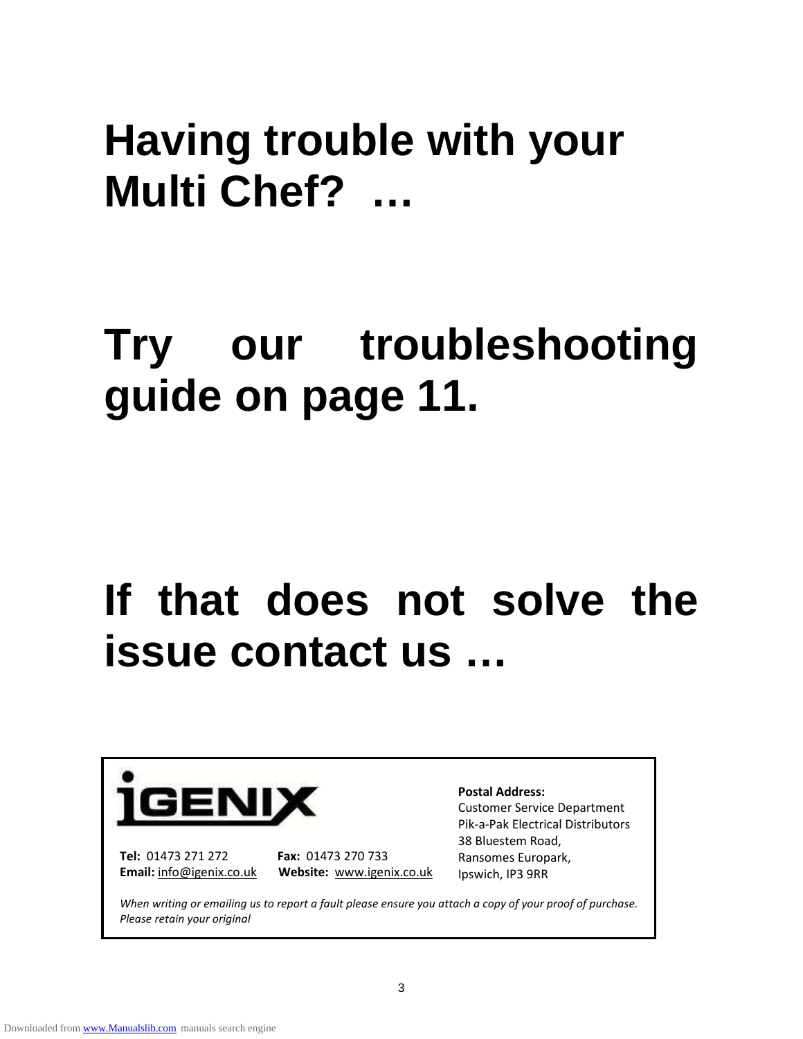# Having trouble with your Multi Chef? …

# Try our troubleshooting guide on page 11.

# If that does not solve the issue contact us …

iGENIX

**Tel:** 01473 271 272 **Fax:** 01473 270 733
**Email:** info@igenix.co.uk **Website:** www.igenix.co.uk

**Postal Address:**
Customer Service Department
Pik-a-Pak Electrical Distributors
38 Bluestem Road,
Ransomes Europark,
Ipswich, IP3 9RR

*When writing or emailing us to report a fault please ensure you attach a copy of your proof of purchase. Please retain your original*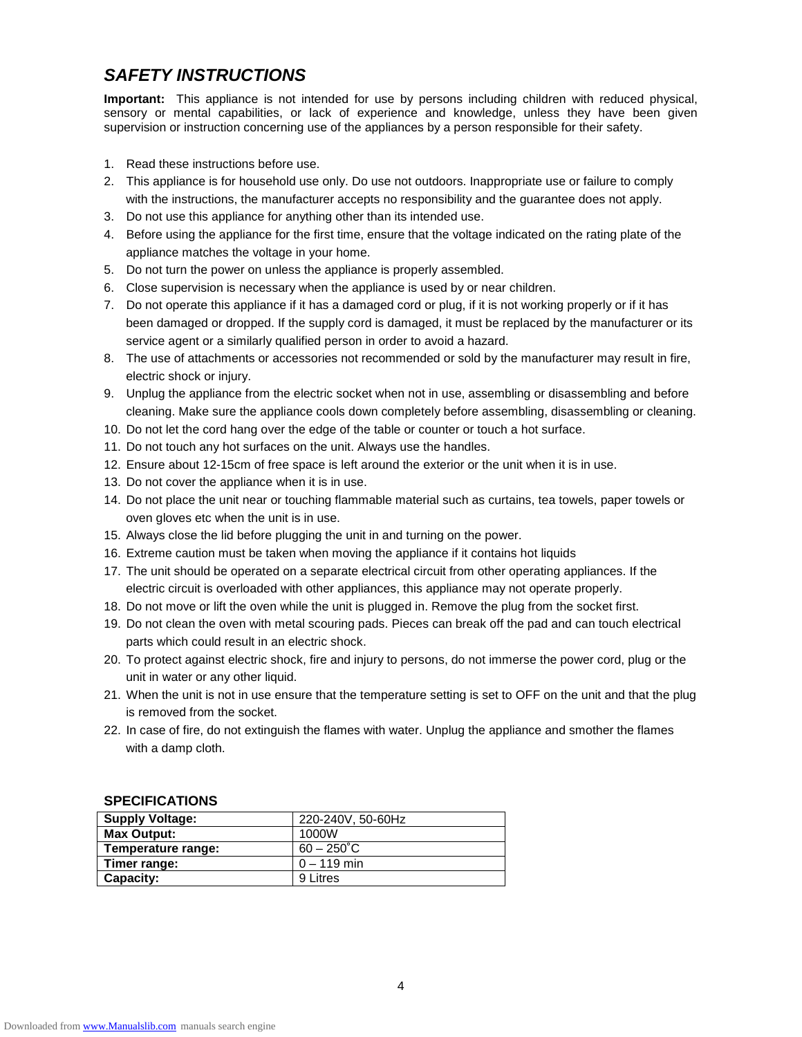## *SAFETY INSTRUCTIONS*

**Important:** This appliance is not intended for use by persons including children with reduced physical, sensory or mental capabilities, or lack of experience and knowledge, unless they have been given supervision or instruction concerning use of the appliances by a person responsible for their safety.

1. Read these instructions before use.
2. This appliance is for household use only. Do use not outdoors. Inappropriate use or failure to comply with the instructions, the manufacturer accepts no responsibility and the guarantee does not apply.
3. Do not use this appliance for anything other than its intended use.
4. Before using the appliance for the first time, ensure that the voltage indicated on the rating plate of the appliance matches the voltage in your home.
5. Do not turn the power on unless the appliance is properly assembled.
6. Close supervision is necessary when the appliance is used by or near children.
7. Do not operate this appliance if it has a damaged cord or plug, if it is not working properly or if it has been damaged or dropped. If the supply cord is damaged, it must be replaced by the manufacturer or its service agent or a similarly qualified person in order to avoid a hazard.
8. The use of attachments or accessories not recommended or sold by the manufacturer may result in fire, electric shock or injury.
9. Unplug the appliance from the electric socket when not in use, assembling or disassembling and before cleaning. Make sure the appliance cools down completely before assembling, disassembling or cleaning.
10. Do not let the cord hang over the edge of the table or counter or touch a hot surface.
11. Do not touch any hot surfaces on the unit. Always use the handles.
12. Ensure about 12-15cm of free space is left around the exterior or the unit when it is in use.
13. Do not cover the appliance when it is in use.
14. Do not place the unit near or touching flammable material such as curtains, tea towels, paper towels or oven gloves etc when the unit is in use.
15. Always close the lid before plugging the unit in and turning on the power.
16. Extreme caution must be taken when moving the appliance if it contains hot liquids
17. The unit should be operated on a separate electrical circuit from other operating appliances. If the electric circuit is overloaded with other appliances, this appliance may not operate properly.
18. Do not move or lift the oven while the unit is plugged in. Remove the plug from the socket first.
19. Do not clean the oven with metal scouring pads. Pieces can break off the pad and can touch electrical parts which could result in an electric shock.
20. To protect against electric shock, fire and injury to persons, do not immerse the power cord, plug or the unit in water or any other liquid.
21. When the unit is not in use ensure that the temperature setting is set to OFF on the unit and that the plug is removed from the socket.
22. In case of fire, do not extinguish the flames with water. Unplug the appliance and smother the flames with a damp cloth.

### SPECIFICATIONS

| **Supply Voltage:** | 220-240V, 50-60Hz |
| --- | --- |
| **Max Output:** | 1000W |
| **Temperature range:** | 60 – 250˚C |
| **Timer range:** | 0 – 119 min |
| **Capacity:** | 9 Litres |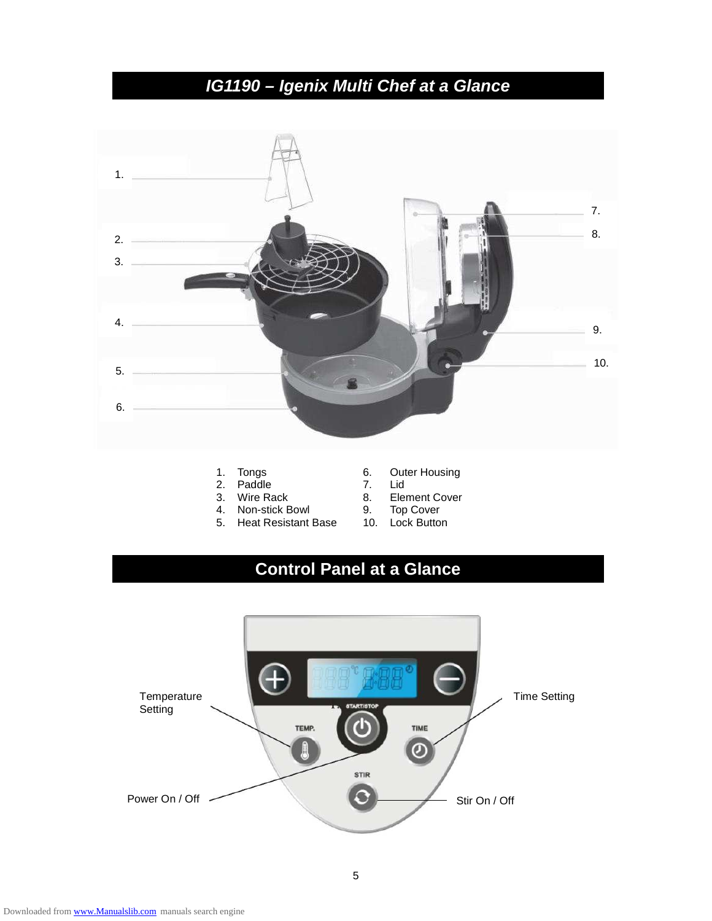## IG1190 – Igenix Multi Chef at a Glance

1. Tongs
2. Paddle
3. Wire Rack
4. Non-stick Bowl
5. Heat Resistant Base
6. Outer Housing
7. Lid
8. Element Cover
9. Top Cover
10. Lock Button

## Control Panel at a Glance

Temperature Setting

Time Setting

Power On / Off

Stir On / Off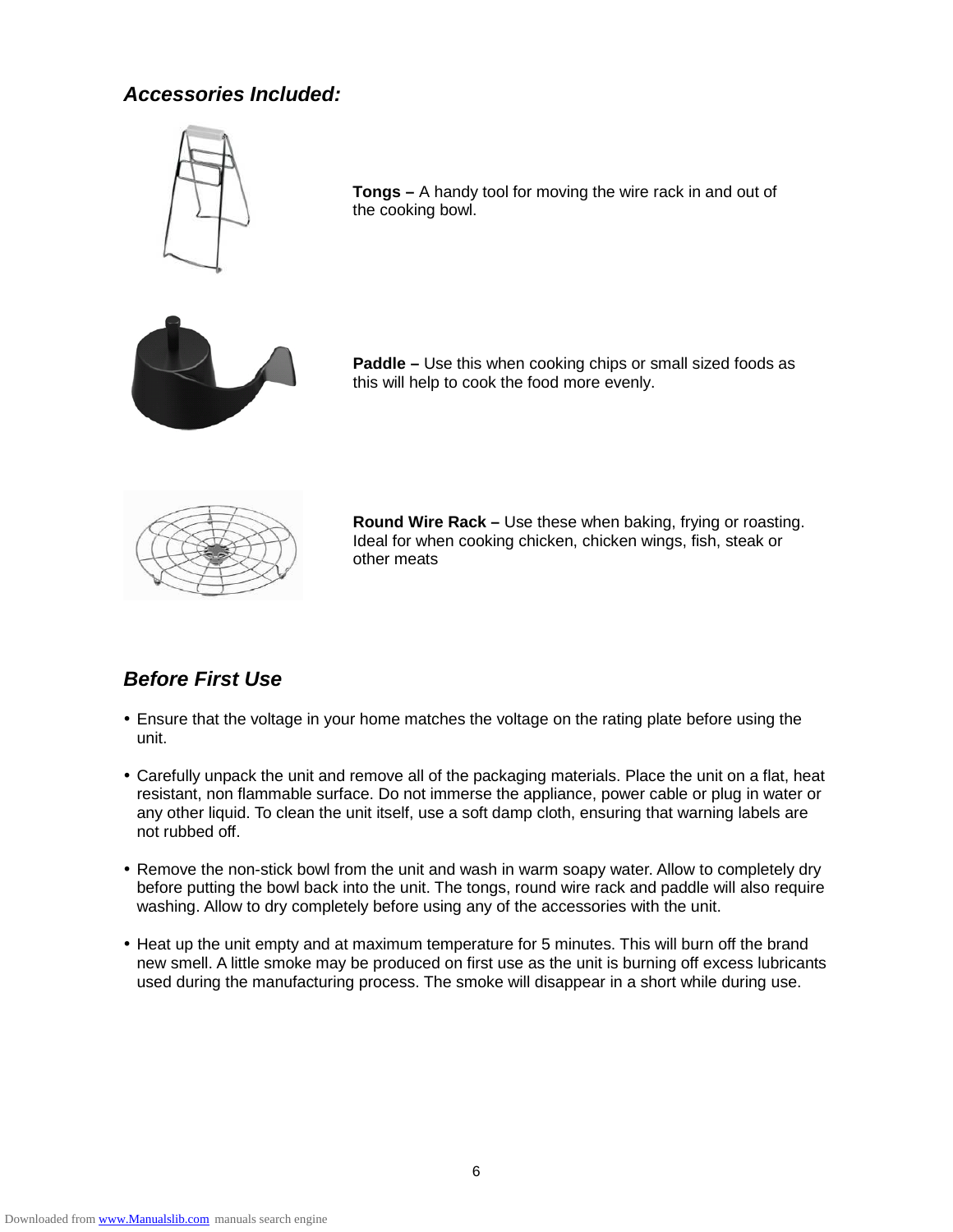### *Accessories Included:*

**Tongs –** A handy tool for moving the wire rack in and out of the cooking bowl.

**Paddle –** Use this when cooking chips or small sized foods as this will help to cook the food more evenly.

**Round Wire Rack –** Use these when baking, frying or roasting. Ideal for when cooking chicken, chicken wings, fish, steak or other meats

### *Before First Use*

- Ensure that the voltage in your home matches the voltage on the rating plate before using the unit.
- Carefully unpack the unit and remove all of the packaging materials. Place the unit on a flat, heat resistant, non flammable surface. Do not immerse the appliance, power cable or plug in water or any other liquid. To clean the unit itself, use a soft damp cloth, ensuring that warning labels are not rubbed off.
- Remove the non-stick bowl from the unit and wash in warm soapy water. Allow to completely dry before putting the bowl back into the unit. The tongs, round wire rack and paddle will also require washing. Allow to dry completely before using any of the accessories with the unit.
- Heat up the unit empty and at maximum temperature for 5 minutes. This will burn off the brand new smell. A little smoke may be produced on first use as the unit is burning off excess lubricants used during the manufacturing process. The smoke will disappear in a short while during use.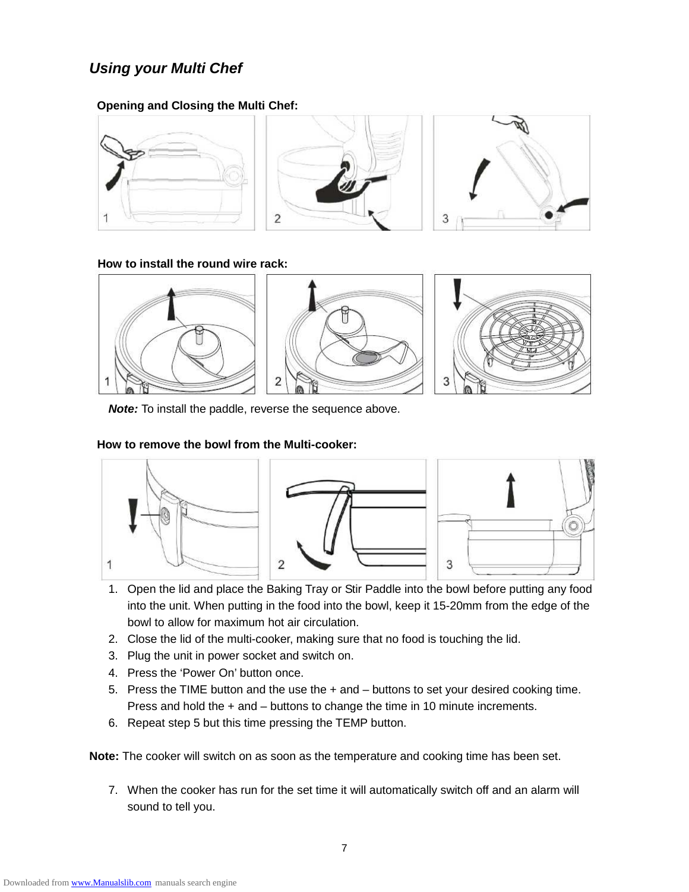## *Using your Multi Chef*

**Opening and Closing the Multi Chef:**

**How to install the round wire rack:**

***Note:*** To install the paddle, reverse the sequence above.

**How to remove the bowl from the Multi-cooker:**

1. Open the lid and place the Baking Tray or Stir Paddle into the bowl before putting any food into the unit. When putting in the food into the bowl, keep it 15-20mm from the edge of the bowl to allow for maximum hot air circulation.
2. Close the lid of the multi-cooker, making sure that no food is touching the lid.
3. Plug the unit in power socket and switch on.
4. Press the 'Power On' button once.
5. Press the TIME button and the use the + and – buttons to set your desired cooking time. Press and hold the + and – buttons to change the time in 10 minute increments.
6. Repeat step 5 but this time pressing the TEMP button.

**Note:** The cooker will switch on as soon as the temperature and cooking time has been set.

7. When the cooker has run for the set time it will automatically switch off and an alarm will sound to tell you.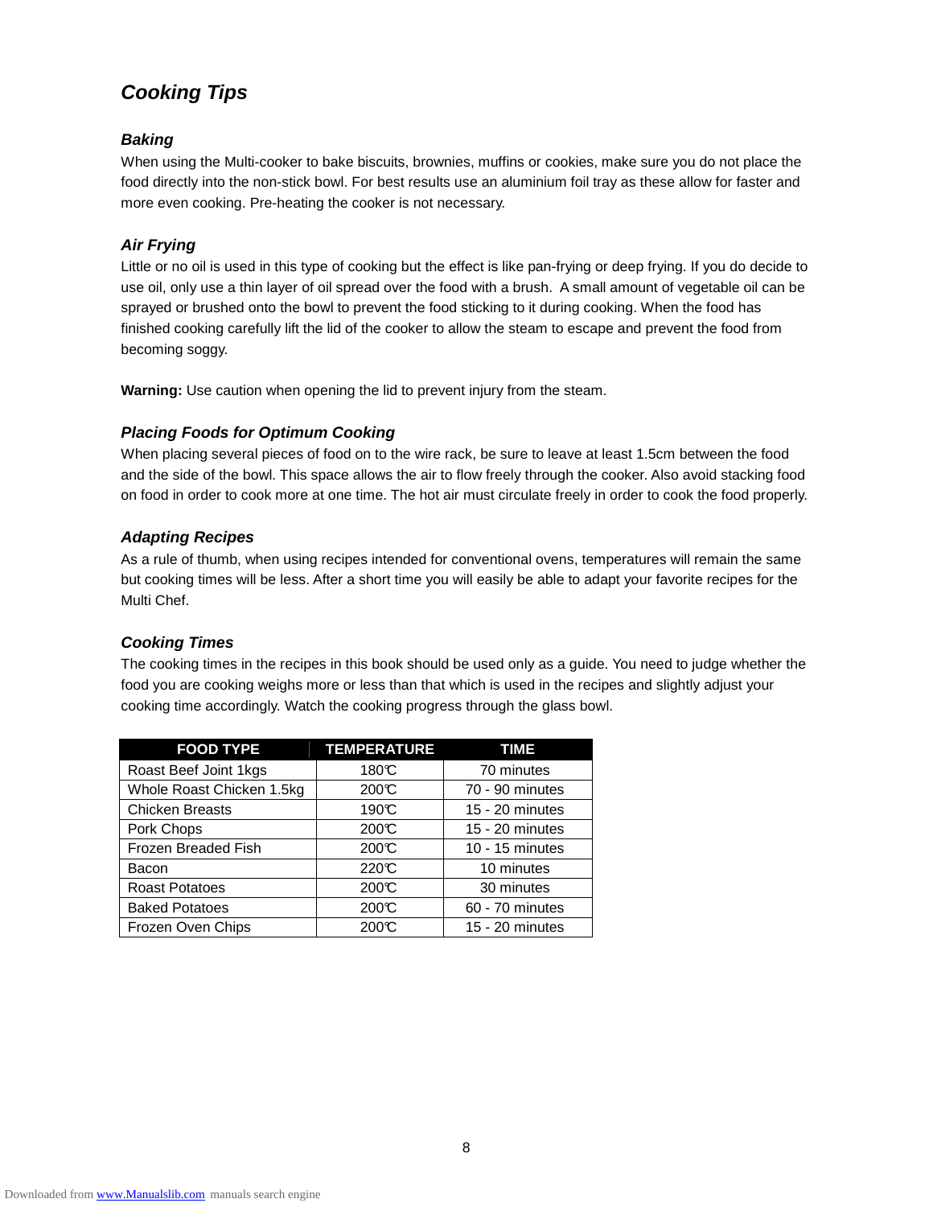## *Cooking Tips*

### *Baking*

When using the Multi-cooker to bake biscuits, brownies, muffins or cookies, make sure you do not place the food directly into the non-stick bowl. For best results use an aluminium foil tray as these allow for faster and more even cooking. Pre-heating the cooker is not necessary.

### *Air Frying*

Little or no oil is used in this type of cooking but the effect is like pan-frying or deep frying. If you do decide to use oil, only use a thin layer of oil spread over the food with a brush. A small amount of vegetable oil can be sprayed or brushed onto the bowl to prevent the food sticking to it during cooking. When the food has finished cooking carefully lift the lid of the cooker to allow the steam to escape and prevent the food from becoming soggy.

**Warning:** Use caution when opening the lid to prevent injury from the steam.

### *Placing Foods for Optimum Cooking*

When placing several pieces of food on to the wire rack, be sure to leave at least 1.5cm between the food and the side of the bowl. This space allows the air to flow freely through the cooker. Also avoid stacking food on food in order to cook more at one time. The hot air must circulate freely in order to cook the food properly.

### *Adapting Recipes*

As a rule of thumb, when using recipes intended for conventional ovens, temperatures will remain the same but cooking times will be less. After a short time you will easily be able to adapt your favorite recipes for the Multi Chef.

### *Cooking Times*

The cooking times in the recipes in this book should be used only as a guide. You need to judge whether the food you are cooking weighs more or less than that which is used in the recipes and slightly adjust your cooking time accordingly. Watch the cooking progress through the glass bowl.

| FOOD TYPE | TEMPERATURE | TIME |
|---|---|---|
| Roast Beef Joint 1kgs | 180℃ | 70 minutes |
| Whole Roast Chicken 1.5kg | 200℃ | 70 - 90 minutes |
| Chicken Breasts | 190℃ | 15 - 20 minutes |
| Pork Chops | 200℃ | 15 - 20 minutes |
| Frozen Breaded Fish | 200℃ | 10 - 15 minutes |
| Bacon | 220℃ | 10 minutes |
| Roast Potatoes | 200℃ | 30 minutes |
| Baked Potatoes | 200℃ | 60 - 70 minutes |
| Frozen Oven Chips | 200℃ | 15 - 20 minutes |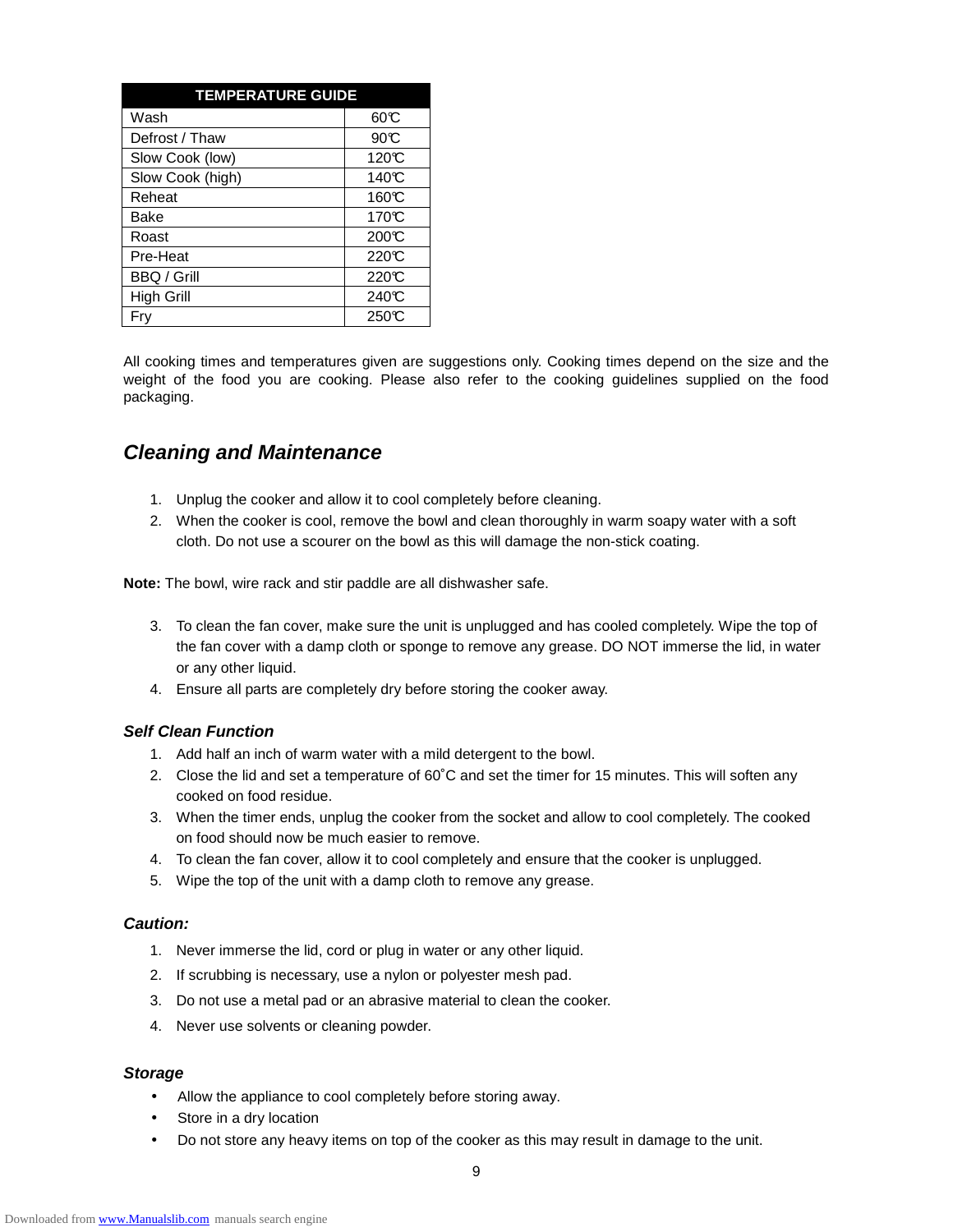| TEMPERATURE GUIDE | |
|---|---|
| Wash | 60℃ |
| Defrost / Thaw | 90℃ |
| Slow Cook (low) | 120℃ |
| Slow Cook (high) | 140℃ |
| Reheat | 160℃ |
| Bake | 170℃ |
| Roast | 200℃ |
| Pre-Heat | 220℃ |
| BBQ / Grill | 220℃ |
| High Grill | 240℃ |
| Fry | 250℃ |

All cooking times and temperatures given are suggestions only. Cooking times depend on the size and the weight of the food you are cooking. Please also refer to the cooking guidelines supplied on the food packaging.

## *Cleaning and Maintenance*

1. Unplug the cooker and allow it to cool completely before cleaning.
2. When the cooker is cool, remove the bowl and clean thoroughly in warm soapy water with a soft cloth. Do not use a scourer on the bowl as this will damage the non-stick coating.

**Note:** The bowl, wire rack and stir paddle are all dishwasher safe.

3. To clean the fan cover, make sure the unit is unplugged and has cooled completely. Wipe the top of the fan cover with a damp cloth or sponge to remove any grease. DO NOT immerse the lid, in water or any other liquid.
4. Ensure all parts are completely dry before storing the cooker away.

### *Self Clean Function*

1. Add half an inch of warm water with a mild detergent to the bowl.
2. Close the lid and set a temperature of 60˚C and set the timer for 15 minutes. This will soften any cooked on food residue.
3. When the timer ends, unplug the cooker from the socket and allow to cool completely. The cooked on food should now be much easier to remove.
4. To clean the fan cover, allow it to cool completely and ensure that the cooker is unplugged.
5. Wipe the top of the unit with a damp cloth to remove any grease.

### *Caution:*

1. Never immerse the lid, cord or plug in water or any other liquid.
2. If scrubbing is necessary, use a nylon or polyester mesh pad.
3. Do not use a metal pad or an abrasive material to clean the cooker.
4. Never use solvents or cleaning powder.

### *Storage*

- Allow the appliance to cool completely before storing away.
- Store in a dry location
- Do not store any heavy items on top of the cooker as this may result in damage to the unit.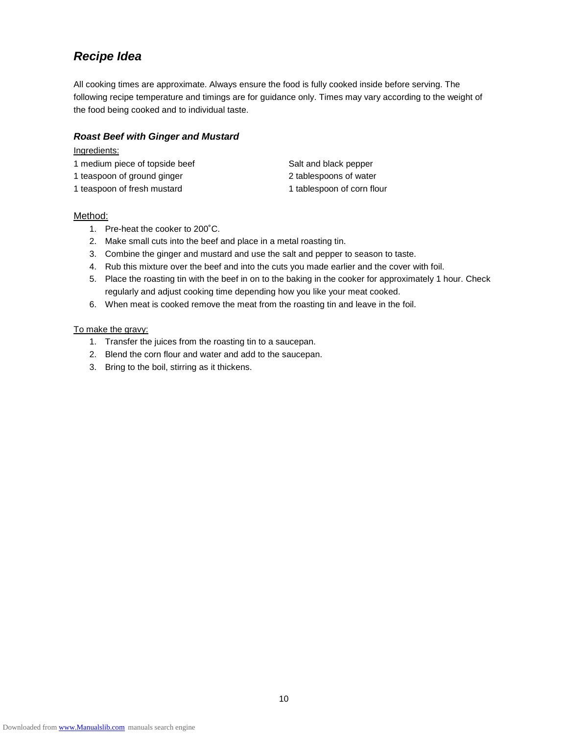## *Recipe Idea*

All cooking times are approximate. Always ensure the food is fully cooked inside before serving. The following recipe temperature and timings are for guidance only. Times may vary according to the weight of the food being cooked and to individual taste.

### *Roast Beef with Ginger and Mustard*

Ingredients:

1 medium piece of topside beef
1 teaspoon of ground ginger
1 teaspoon of fresh mustard
Salt and black pepper
2 tablespoons of water
1 tablespoon of corn flour

Method:

1. Pre-heat the cooker to 200˚C.
2. Make small cuts into the beef and place in a metal roasting tin.
3. Combine the ginger and mustard and use the salt and pepper to season to taste.
4. Rub this mixture over the beef and into the cuts you made earlier and the cover with foil.
5. Place the roasting tin with the beef in on to the baking in the cooker for approximately 1 hour. Check regularly and adjust cooking time depending how you like your meat cooked.
6. When meat is cooked remove the meat from the roasting tin and leave in the foil.

To make the gravy:

1. Transfer the juices from the roasting tin to a saucepan.
2. Blend the corn flour and water and add to the saucepan.
3. Bring to the boil, stirring as it thickens.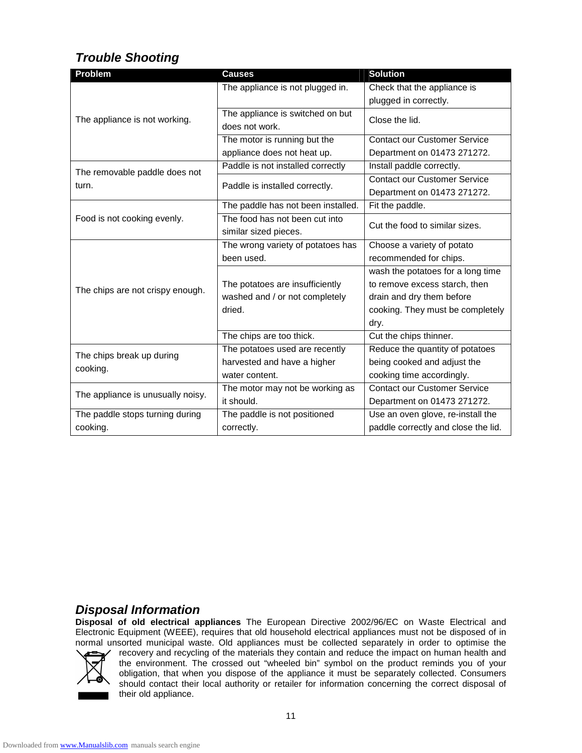## *Trouble Shooting*

| Problem | Causes | Solution |
|---|---|---|
| The appliance is not working. | The appliance is not plugged in. | Check that the appliance is plugged in correctly. |
| | The appliance is switched on but does not work. | Close the lid. |
| | The motor is running but the appliance does not heat up. | Contact our Customer Service Department on 01473 271272. |
| The removable paddle does not turn. | Paddle is not installed correctly | Install paddle correctly. |
| | Paddle is installed correctly. | Contact our Customer Service Department on 01473 271272. |
| Food is not cooking evenly. | The paddle has not been installed. | Fit the paddle. |
| | The food has not been cut into similar sized pieces. | Cut the food to similar sizes. |
| The chips are not crispy enough. | The wrong variety of potatoes has been used. | Choose a variety of potato recommended for chips. |
| | The potatoes are insufficiently washed and / or not completely dried. | wash the potatoes for a long time to remove excess starch, then drain and dry them before cooking. They must be completely dry. |
| | The chips are too thick. | Cut the chips thinner. |
| The chips break up during cooking. | The potatoes used are recently harvested and have a higher water content. | Reduce the quantity of potatoes being cooked and adjust the cooking time accordingly. |
| The appliance is unusually noisy. | The motor may not be working as it should. | Contact our Customer Service Department on 01473 271272. |
| The paddle stops turning during cooking. | The paddle is not positioned correctly. | Use an oven glove, re-install the paddle correctly and close the lid. |

## *Disposal Information*

**Disposal of old electrical appliances** The European Directive 2002/96/EC on Waste Electrical and Electronic Equipment (WEEE), requires that old household electrical appliances must not be disposed of in normal unsorted municipal waste. Old appliances must be collected separately in order to optimise the recovery and recycling of the materials they contain and reduce the impact on human health and the environment. The crossed out "wheeled bin" symbol on the product reminds you of your obligation, that when you dispose of the appliance it must be separately collected. Consumers should contact their local authority or retailer for information concerning the correct disposal of their old appliance.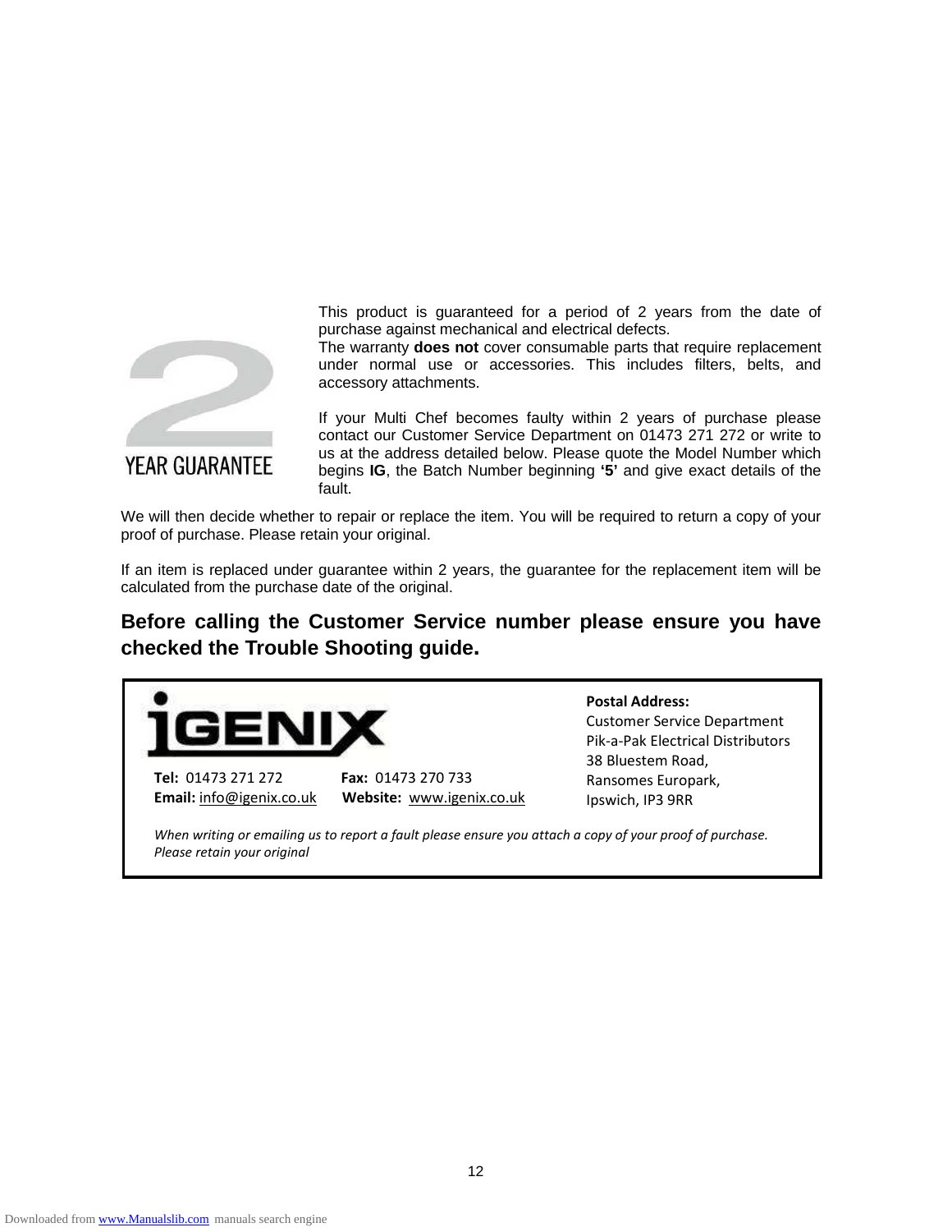2 YEAR GUARANTEE

This product is guaranteed for a period of 2 years from the date of purchase against mechanical and electrical defects.
The warranty **does not** cover consumable parts that require replacement under normal use or accessories. This includes filters, belts, and accessory attachments.

If your Multi Chef becomes faulty within 2 years of purchase please contact our Customer Service Department on 01473 271 272 or write to us at the address detailed below. Please quote the Model Number which begins **IG**, the Batch Number beginning **'5'** and give exact details of the fault.

We will then decide whether to repair or replace the item. You will be required to return a copy of your proof of purchase. Please retain your original.

If an item is replaced under guarantee within 2 years, the guarantee for the replacement item will be calculated from the purchase date of the original.

**Before calling the Customer Service number please ensure you have checked the Trouble Shooting guide.**

iGENIX

**Tel:** 01473 271 272
**Fax:** 01473 270 733
**Email:** info@igenix.co.uk
**Website:** www.igenix.co.uk

**Postal Address:**
Customer Service Department
Pik-a-Pak Electrical Distributors
38 Bluestem Road,
Ransomes Europark,
Ipswich, IP3 9RR

*When writing or emailing us to report a fault please ensure you attach a copy of your proof of purchase. Please retain your original*

Downloaded from www.Manualslib.com manuals search engine